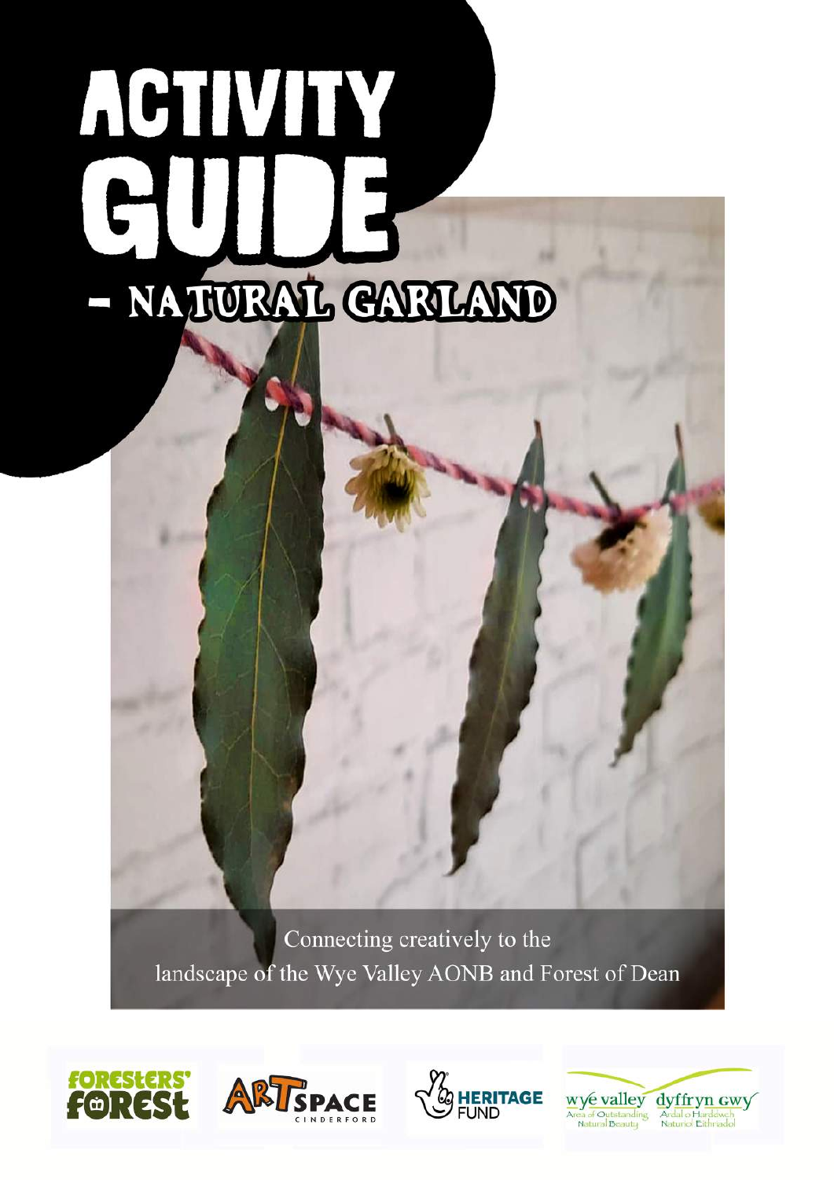# ACTIVITY GUIDE

## - NATURAL GARLAND

Connecting creatively to the landscape of the Wye Valley AONB and Forest of Dean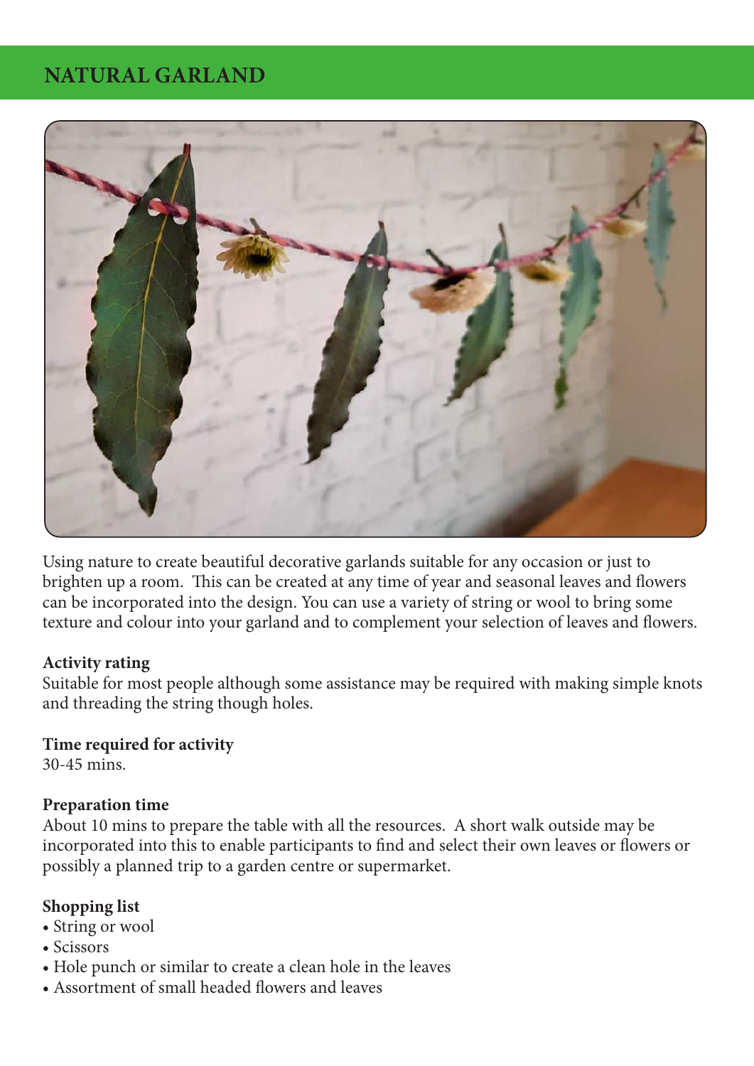# NATURAL GARLAND

Using nature to create beautiful decorative garlands suitable for any occasion or just to brighten up a room. This can be created at any time of year and seasonal leaves and flowers can be incorporated into the design. You can use a variety of string or wool to bring some texture and colour into your garland and to complement your selection of leaves and flowers.

**Activity rating**
Suitable for most people although some assistance may be required with making simple knots and threading the string though holes.

**Time required for activity**
30-45 mins.

**Preparation time**
About 10 mins to prepare the table with all the resources. A short walk outside may be incorporated into this to enable participants to find and select their own leaves or flowers or possibly a planned trip to a garden centre or supermarket.

**Shopping list**

- String or wool
- Scissors
- Hole punch or similar to create a clean hole in the leaves
- Assortment of small headed flowers and leaves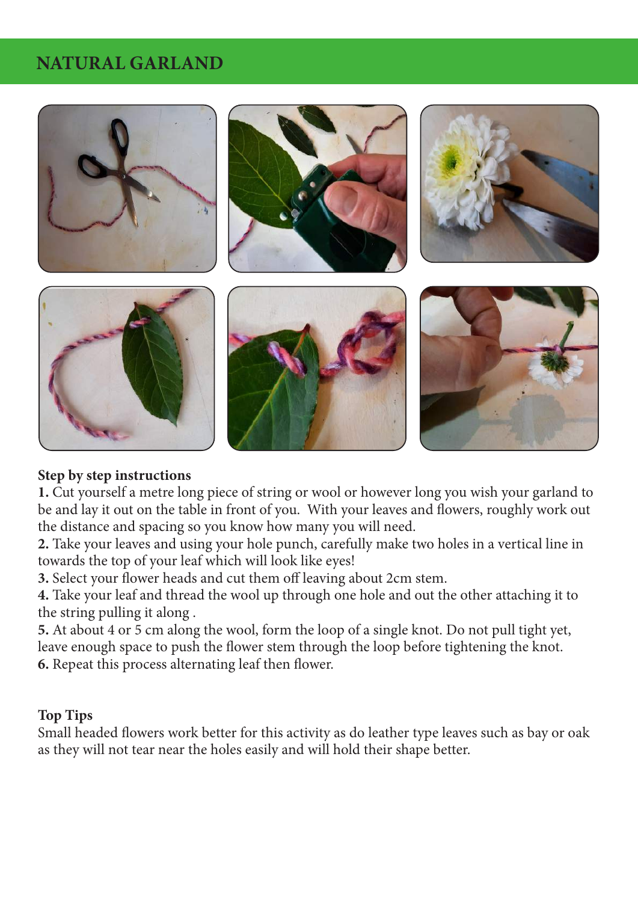# NATURAL GARLAND

**Step by step instructions**

**1.** Cut yourself a metre long piece of string or wool or however long you wish your garland to be and lay it out on the table in front of you. With your leaves and flowers, roughly work out the distance and spacing so you know how many you will need.

**2.** Take your leaves and using your hole punch, carefully make two holes in a vertical line in towards the top of your leaf which will look like eyes!

**3.** Select your flower heads and cut them off leaving about 2cm stem.

**4.** Take your leaf and thread the wool up through one hole and out the other attaching it to the string pulling it along .

**5.** At about 4 or 5 cm along the wool, form the loop of a single knot. Do not pull tight yet, leave enough space to push the flower stem through the loop before tightening the knot.

**6.** Repeat this process alternating leaf then flower.

**Top Tips**

Small headed flowers work better for this activity as do leather type leaves such as bay or oak as they will not tear near the holes easily and will hold their shape better.